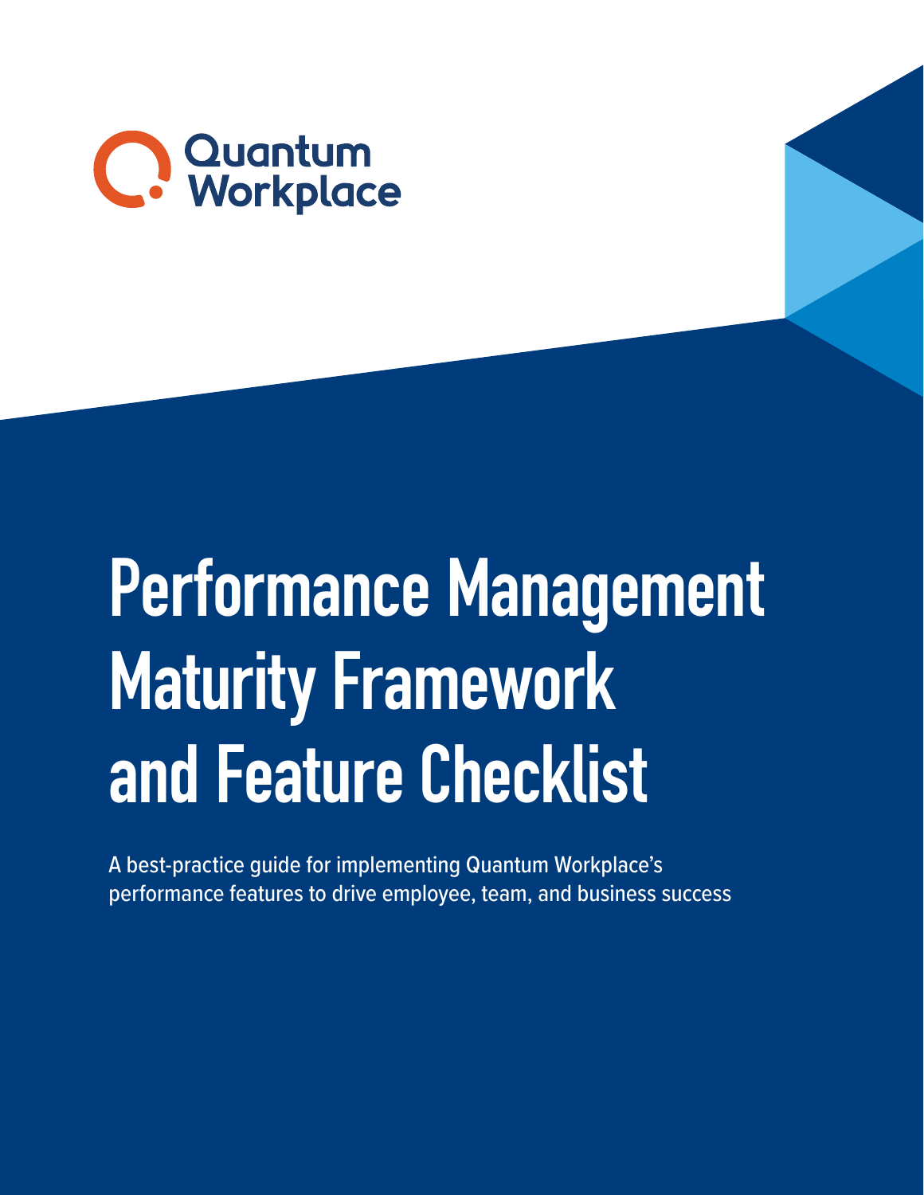Quantum Workplace

# Performance Management Maturity Framework and Feature Checklist

A best-practice guide for implementing Quantum Workplace's performance features to drive employee, team, and business success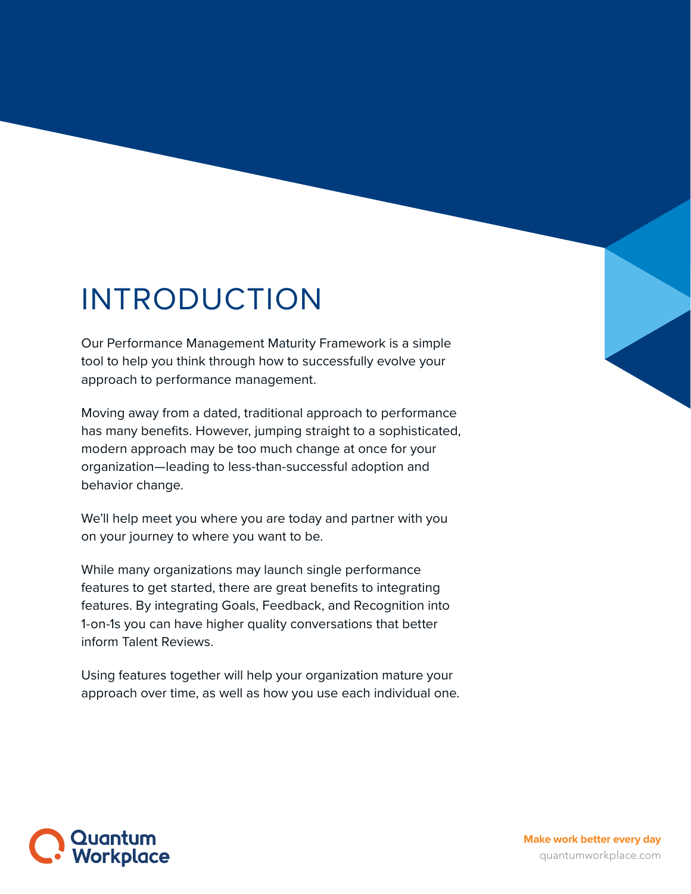# INTRODUCTION

Our Performance Management Maturity Framework is a simple tool to help you think through how to successfully evolve your approach to performance management.

Moving away from a dated, traditional approach to performance has many benefits. However, jumping straight to a sophisticated, modern approach may be too much change at once for your organization—leading to less-than-successful adoption and behavior change.

We'll help meet you where you are today and partner with you on your journey to where you want to be.

While many organizations may launch single performance features to get started, there are great benefits to integrating features. By integrating Goals, Feedback, and Recognition into 1-on-1s you can have higher quality conversations that better inform Talent Reviews.

Using features together will help your organization mature your approach over time, as well as how you use each individual one.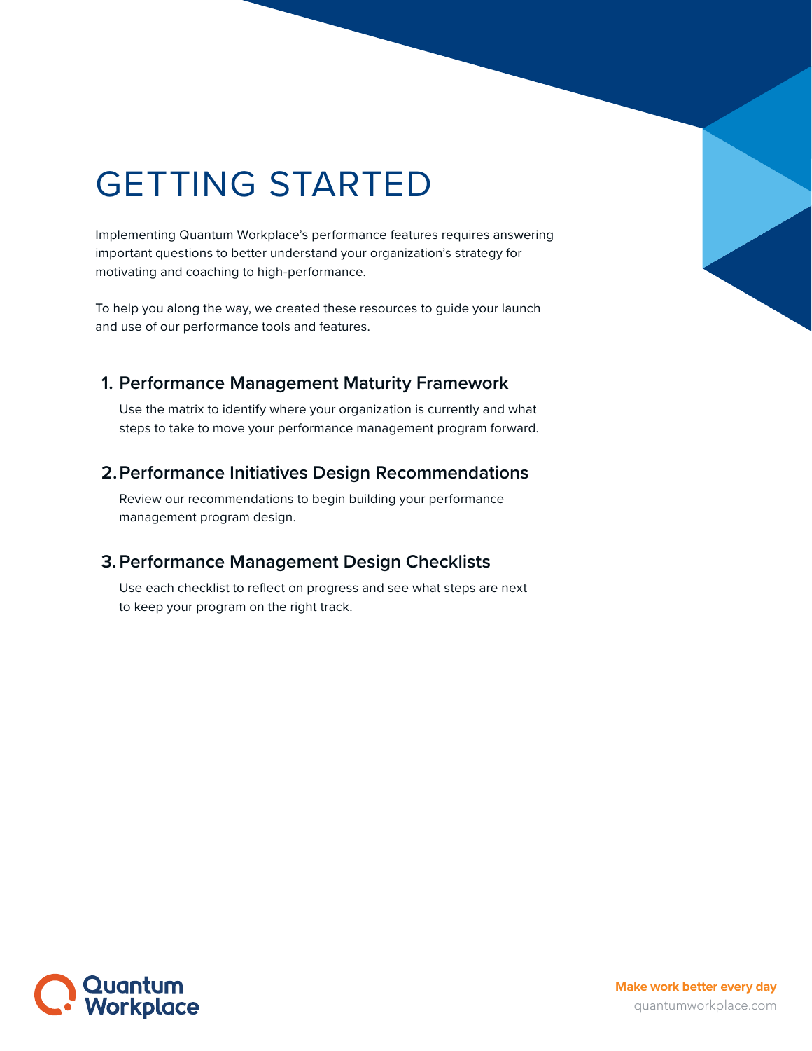# GETTING STARTED

Implementing Quantum Workplace's performance features requires answering important questions to better understand your organization's strategy for motivating and coaching to high-performance.

To help you along the way, we created these resources to guide your launch and use of our performance tools and features.

## 1. Performance Management Maturity Framework

Use the matrix to identify where your organization is currently and what steps to take to move your performance management program forward.

## 2. Performance Initiatives Design Recommendations

Review our recommendations to begin building your performance management program design.

## 3. Performance Management Design Checklists

Use each checklist to reflect on progress and see what steps are next to keep your program on the right track.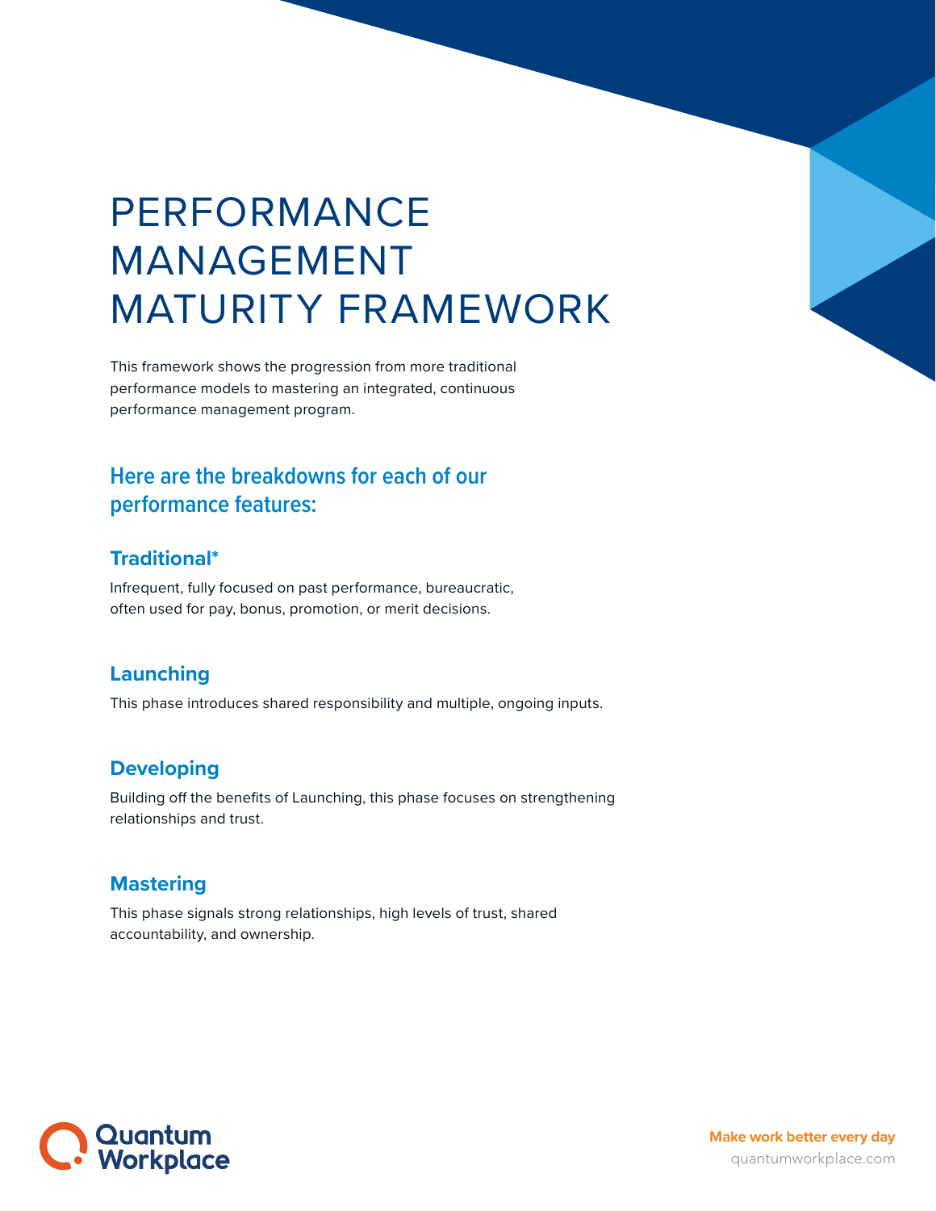# PERFORMANCE MANAGEMENT MATURITY FRAMEWORK

This framework shows the progression from more traditional performance models to mastering an integrated, continuous performance management program.

## Here are the breakdowns for each of our performance features:

### Traditional*

Infrequent, fully focused on past performance, bureaucratic, often used for pay, bonus, promotion, or merit decisions.

### Launching

This phase introduces shared responsibility and multiple, ongoing inputs.

### Developing

Building off the benefits of Launching, this phase focuses on strengthening relationships and trust.

### Mastering

This phase signals strong relationships, high levels of trust, shared accountability, and ownership.

Quantum Workplace

Make work better every day

quantumworkplace.com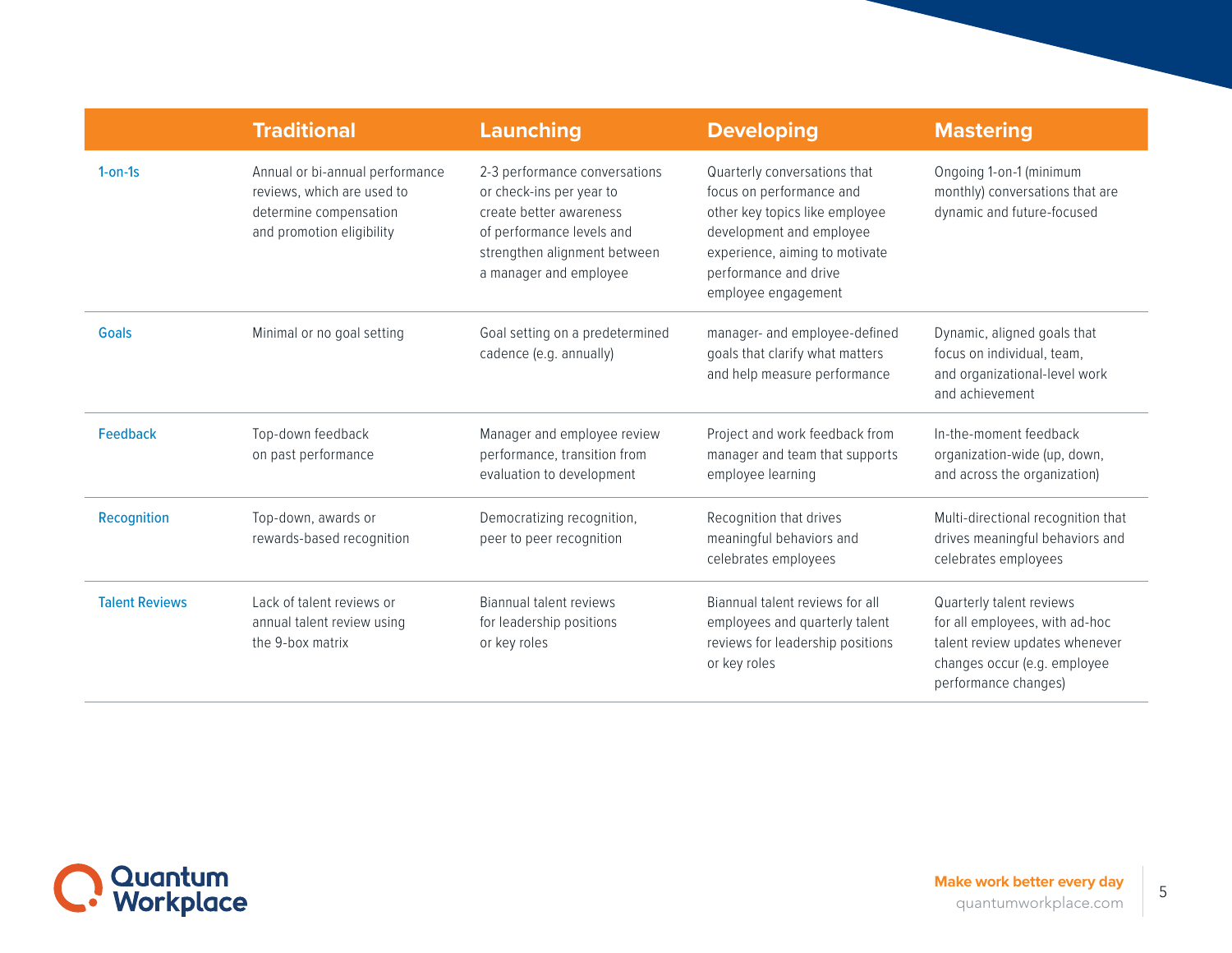|  | Traditional | Launching | Developing | Mastering |
|---|---|---|---|---|
| 1-on-1s | Annual or bi-annual performance reviews, which are used to determine compensation and promotion eligibility | 2-3 performance conversations or check-ins per year to create better awareness of performance levels and strengthen alignment between a manager and employee | Quarterly conversations that focus on performance and other key topics like employee development and employee experience, aiming to motivate performance and drive employee engagement | Ongoing 1-on-1 (minimum monthly) conversations that are dynamic and future-focused |
| Goals | Minimal or no goal setting | Goal setting on a predetermined cadence (e.g. annually) | manager- and employee-defined goals that clarify what matters and help measure performance | Dynamic, aligned goals that focus on individual, team, and organizational-level work and achievement |
| Feedback | Top-down feedback on past performance | Manager and employee review performance, transition from evaluation to development | Project and work feedback from manager and team that supports employee learning | In-the-moment feedback organization-wide (up, down, and across the organization) |
| Recognition | Top-down, awards or rewards-based recognition | Democratizing recognition, peer to peer recognition | Recognition that drives meaningful behaviors and celebrates employees | Multi-directional recognition that drives meaningful behaviors and celebrates employees |
| Talent Reviews | Lack of talent reviews or annual talent review using the 9-box matrix | Biannual talent reviews for leadership positions or key roles | Biannual talent reviews for all employees and quarterly talent reviews for leadership positions or key roles | Quarterly talent reviews for all employees, with ad-hoc talent review updates whenever changes occur (e.g. employee performance changes) |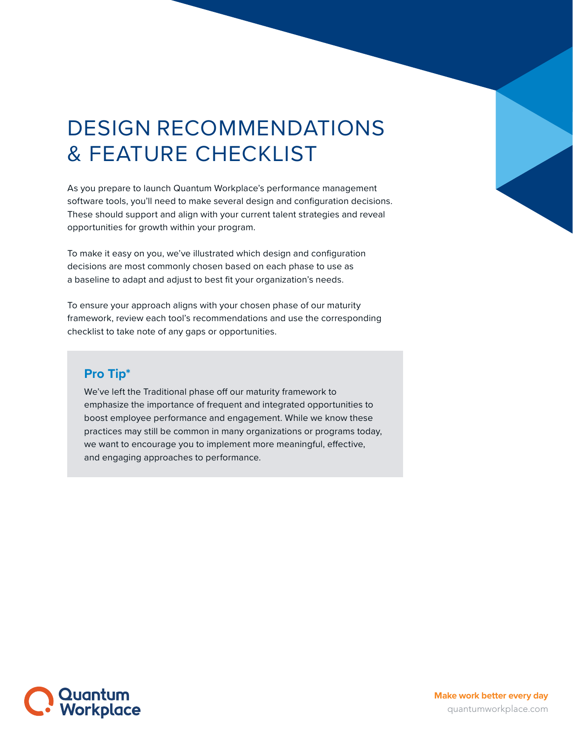# DESIGN RECOMMENDATIONS & FEATURE CHECKLIST

As you prepare to launch Quantum Workplace's performance management software tools, you'll need to make several design and configuration decisions. These should support and align with your current talent strategies and reveal opportunities for growth within your program.

To make it easy on you, we've illustrated which design and configuration decisions are most commonly chosen based on each phase to use as a baseline to adapt and adjust to best fit your organization's needs.

To ensure your approach aligns with your chosen phase of our maturity framework, review each tool's recommendations and use the corresponding checklist to take note of any gaps or opportunities.

### Pro Tip*

We've left the Traditional phase off our maturity framework to emphasize the importance of frequent and integrated opportunities to boost employee performance and engagement. While we know these practices may still be common in many organizations or programs today, we want to encourage you to implement more meaningful, effective, and engaging approaches to performance.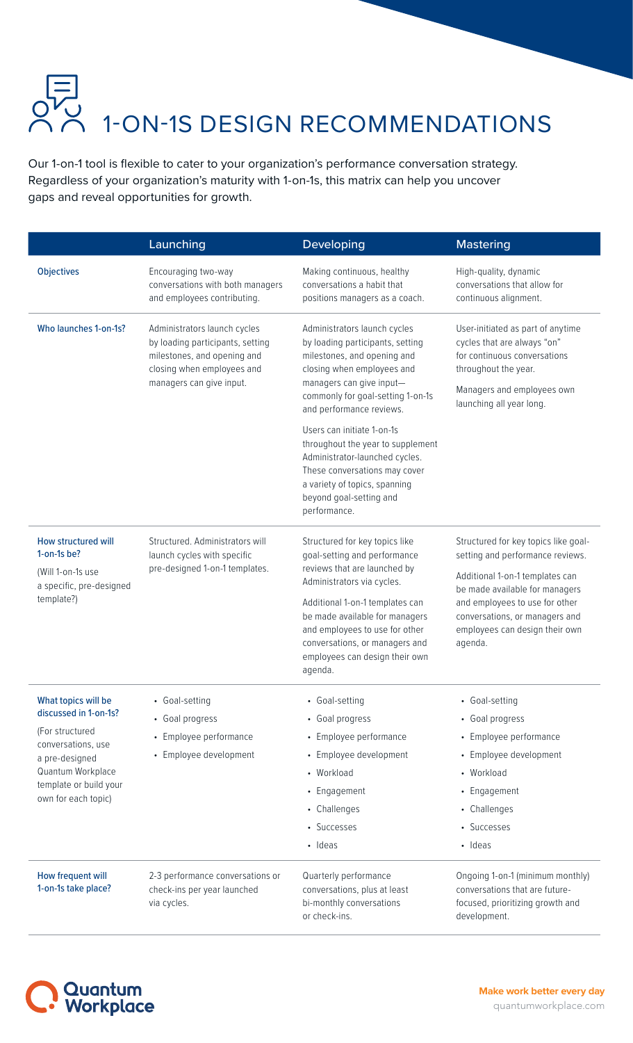# 1-ON-1S DESIGN RECOMMENDATIONS

Our 1-on-1 tool is flexible to cater to your organization's performance conversation strategy. Regardless of your organization's maturity with 1-on-1s, this matrix can help you uncover gaps and reveal opportunities for growth.

| | Launching | Developing | Mastering |
|---|---|---|---|
| **Objectives** | Encouraging two-way conversations with both managers and employees contributing. | Making continuous, healthy conversations a habit that positions managers as a coach. | High-quality, dynamic conversations that allow for continuous alignment. |
| **Who launches 1-on-1s?** | Administrators launch cycles by loading participants, setting milestones, and opening and closing when employees and managers can give input. | Administrators launch cycles by loading participants, setting milestones, and opening and closing when employees and managers can give input—commonly for goal-setting 1-on-1s and performance reviews.<br><br>Users can initiate 1-on-1s throughout the year to supplement Administrator-launched cycles. These conversations may cover a variety of topics, spanning beyond goal-setting and performance. | User-initiated as part of anytime cycles that are always "on" for continuous conversations throughout the year.<br><br>Managers and employees own launching all year long. |
| **How structured will 1-on-1s be?**<br><br>(Will 1-on-1s use a specific, pre-designed template?) | Structured. Administrators will launch cycles with specific pre-designed 1-on-1 templates. | Structured for key topics like goal-setting and performance reviews that are launched by Administrators via cycles.<br><br>Additional 1-on-1 templates can be made available for managers and employees to use for other conversations, or managers and employees can design their own agenda. | Structured for key topics like goal-setting and performance reviews.<br><br>Additional 1-on-1 templates can be made available for managers and employees to use for other conversations, or managers and employees can design their own agenda. |
| **What topics will be discussed in 1-on-1s?**<br><br>(For structured conversations, use a pre-designed Quantum Workplace template or build your own for each topic) | • Goal-setting<br>• Goal progress<br>• Employee performance<br>• Employee development | • Goal-setting<br>• Goal progress<br>• Employee performance<br>• Employee development<br>• Workload<br>• Engagement<br>• Challenges<br>• Successes<br>• Ideas | • Goal-setting<br>• Goal progress<br>• Employee performance<br>• Employee development<br>• Workload<br>• Engagement<br>• Challenges<br>• Successes<br>• Ideas |
| **How frequent will 1-on-1s take place?** | 2-3 performance conversations or check-ins per year launched via cycles. | Quarterly performance conversations, plus at least bi-monthly conversations or check-ins. | Ongoing 1-on-1 (minimum monthly) conversations that are future-focused, prioritizing growth and development. |

Quantum Workplace

**Make work better every day**
quantumworkplace.com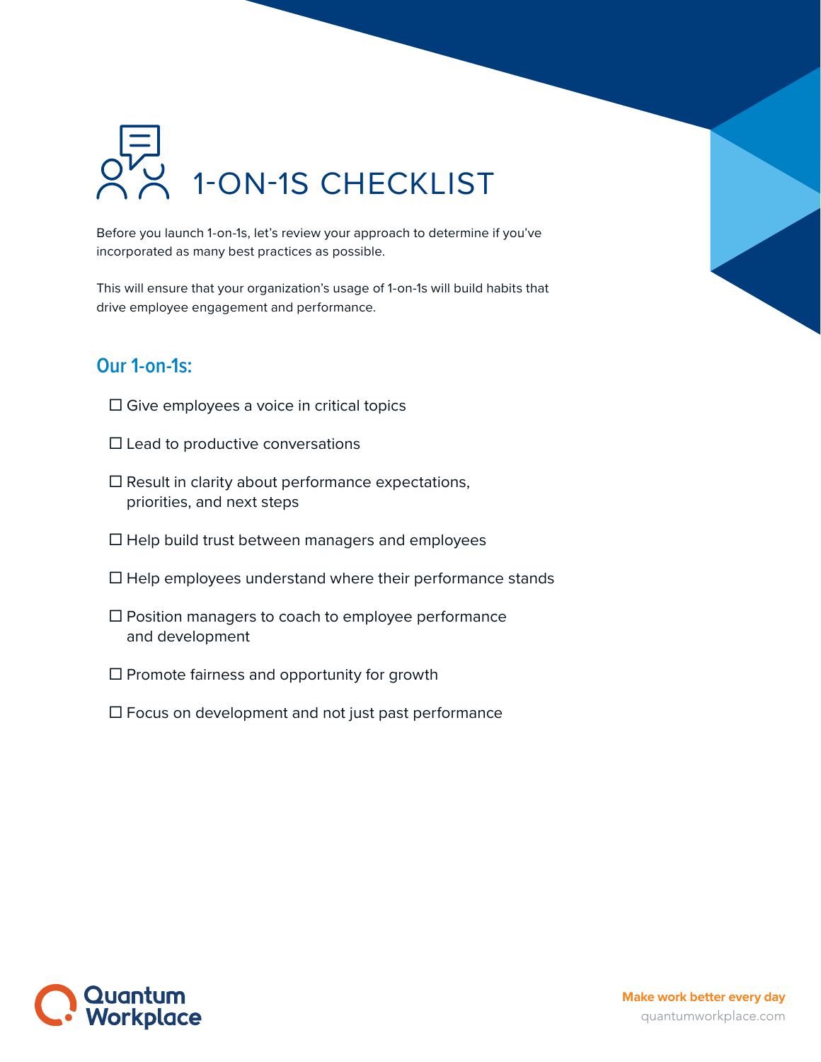# 1-ON-1S CHECKLIST

Before you launch 1-on-1s, let's review your approach to determine if you've incorporated as many best practices as possible.

This will ensure that your organization's usage of 1-on-1s will build habits that drive employee engagement and performance.

## Our 1-on-1s:

- ☐ Give employees a voice in critical topics
- ☐ Lead to productive conversations
- ☐ Result in clarity about performance expectations, priorities, and next steps
- ☐ Help build trust between managers and employees
- ☐ Help employees understand where their performance stands
- ☐ Position managers to coach to employee performance and development
- ☐ Promote fairness and opportunity for growth
- ☐ Focus on development and not just past performance

Quantum Workplace

**Make work better every day**
quantumworkplace.com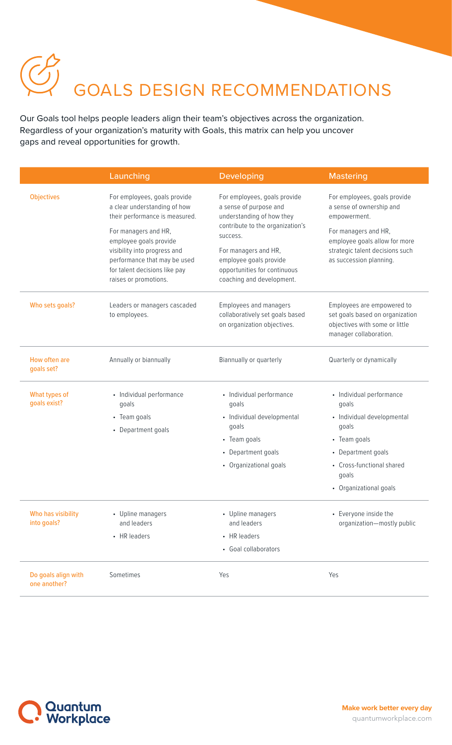# GOALS DESIGN RECOMMENDATIONS

Our Goals tool helps people leaders align their team's objectives across the organization. Regardless of your organization's maturity with Goals, this matrix can help you uncover gaps and reveal opportunities for growth.

| | Launching | Developing | Mastering |
|---|---|---|---|
| Objectives | For employees, goals provide a clear understanding of how their performance is measured.<br><br>For managers and HR, employee goals provide visibility into progress and performance that may be used for talent decisions like pay raises or promotions. | For employees, goals provide a sense of purpose and understanding of how they contribute to the organization's success.<br><br>For managers and HR, employee goals provide opportunities for continuous coaching and development. | For employees, goals provide a sense of ownership and empowerment.<br><br>For managers and HR, employee goals allow for more strategic talent decisions such as succession planning. |
| Who sets goals? | Leaders or managers cascaded to employees. | Employees and managers collaboratively set goals based on organization objectives. | Employees are empowered to set goals based on organization objectives with some or little manager collaboration. |
| How often are goals set? | Annually or biannually | Biannually or quarterly | Quarterly or dynamically |
| What types of goals exist? | • Individual performance goals<br>• Team goals<br>• Department goals | • Individual performance goals<br>• Individual developmental goals<br>• Team goals<br>• Department goals<br>• Organizational goals | • Individual performance goals<br>• Individual developmental goals<br>• Team goals<br>• Department goals<br>• Cross-functional shared goals<br>• Organizational goals |
| Who has visibility into goals? | • Upline managers and leaders<br>• HR leaders | • Upline managers and leaders<br>• HR leaders<br>• Goal collaborators | • Everyone inside the organization—mostly public |
| Do goals align with one another? | Sometimes | Yes | Yes |

Quantum Workplace

**Make work better every day**
quantumworkplace.com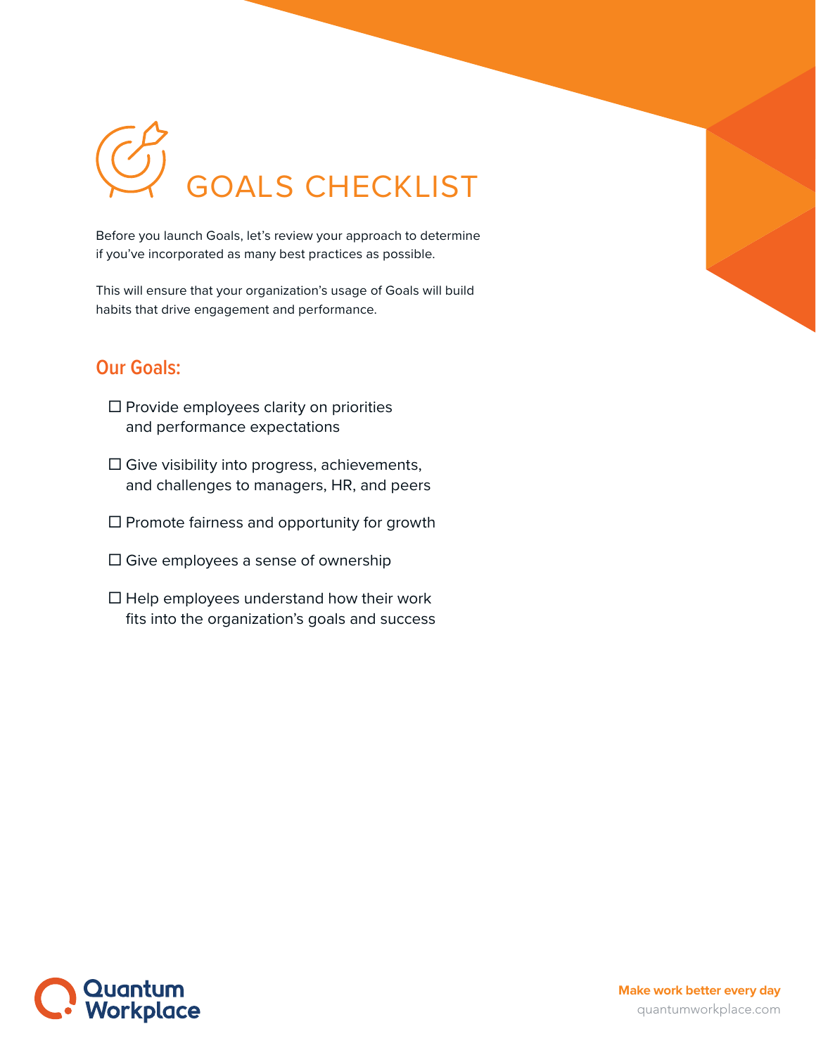# GOALS CHECKLIST

Before you launch Goals, let's review your approach to determine if you've incorporated as many best practices as possible.

This will ensure that your organization's usage of Goals will build habits that drive engagement and performance.

## Our Goals:

- ☐ Provide employees clarity on priorities and performance expectations
- ☐ Give visibility into progress, achievements, and challenges to managers, HR, and peers
- ☐ Promote fairness and opportunity for growth
- ☐ Give employees a sense of ownership
- ☐ Help employees understand how their work fits into the organization's goals and success

Quantum Workplace

**Make work better every day**

quantumworkplace.com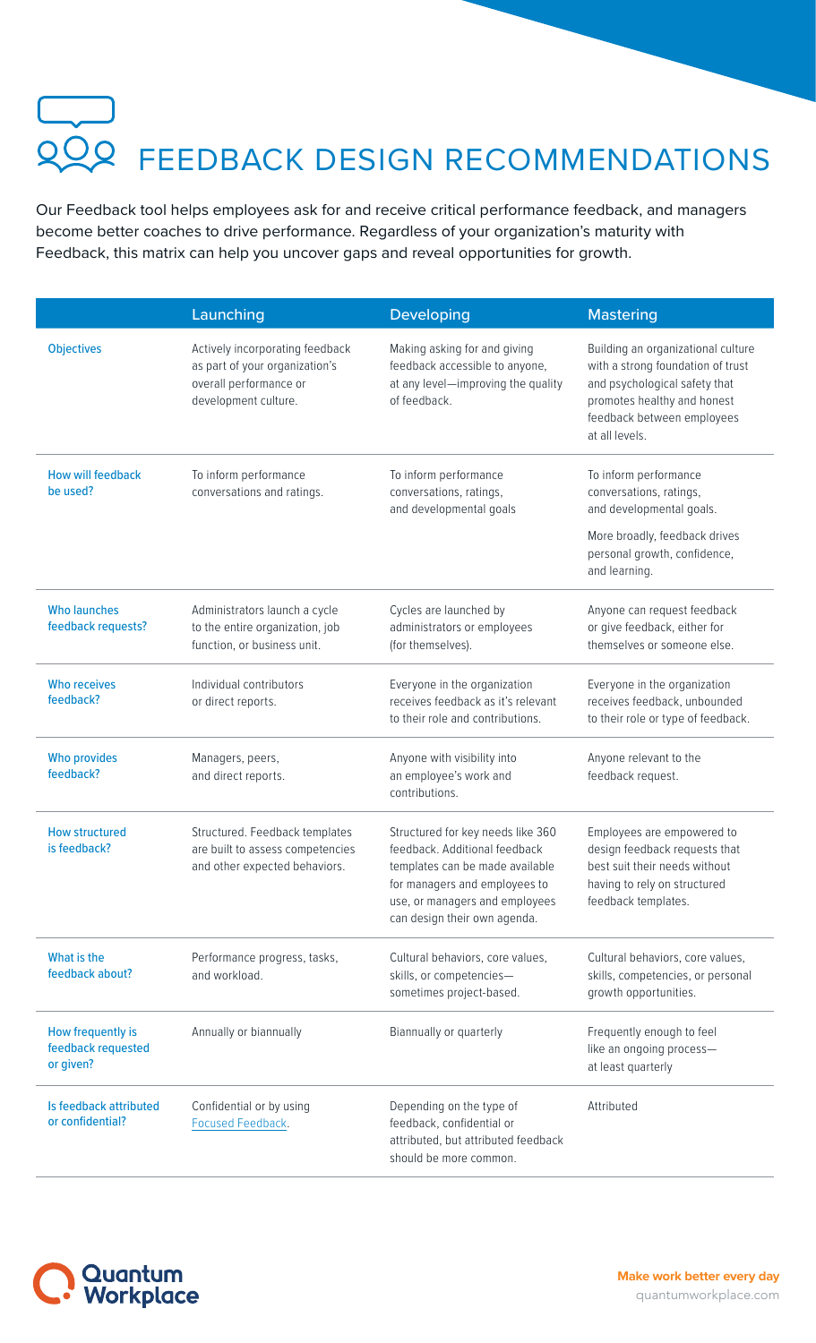# FEEDBACK DESIGN RECOMMENDATIONS

Our Feedback tool helps employees ask for and receive critical performance feedback, and managers become better coaches to drive performance. Regardless of your organization's maturity with Feedback, this matrix can help you uncover gaps and reveal opportunities for growth.

| | Launching | Developing | Mastering |
|---|---|---|---|
| Objectives | Actively incorporating feedback as part of your organization's overall performance or development culture. | Making asking for and giving feedback accessible to anyone, at any level—improving the quality of feedback. | Building an organizational culture with a strong foundation of trust and psychological safety that promotes healthy and honest feedback between employees at all levels. |
| How will feedback be used? | To inform performance conversations and ratings. | To inform performance conversations, ratings, and developmental goals | To inform performance conversations, ratings, and developmental goals. More broadly, feedback drives personal growth, confidence, and learning. |
| Who launches feedback requests? | Administrators launch a cycle to the entire organization, job function, or business unit. | Cycles are launched by administrators or employees (for themselves). | Anyone can request feedback or give feedback, either for themselves or someone else. |
| Who receives feedback? | Individual contributors or direct reports. | Everyone in the organization receives feedback as it's relevant to their role and contributions. | Everyone in the organization receives feedback, unbounded to their role or type of feedback. |
| Who provides feedback? | Managers, peers, and direct reports. | Anyone with visibility into an employee's work and contributions. | Anyone relevant to the feedback request. |
| How structured is feedback? | Structured. Feedback templates are built to assess competencies and other expected behaviors. | Structured for key needs like 360 feedback. Additional feedback templates can be made available for managers and employees to use, or managers and employees can design their own agenda. | Employees are empowered to design feedback requests that best suit their needs without having to rely on structured feedback templates. |
| What is the feedback about? | Performance progress, tasks, and workload. | Cultural behaviors, core values, skills, or competencies—sometimes project-based. | Cultural behaviors, core values, skills, competencies, or personal growth opportunities. |
| How frequently is feedback requested or given? | Annually or biannually | Biannually or quarterly | Frequently enough to feel like an ongoing process—at least quarterly |
| Is feedback attributed or confidential? | Confidential or by using Focused Feedback. | Depending on the type of feedback, confidential or attributed, but attributed feedback should be more common. | Attributed |

Quantum Workplace

**Make work better every day**
quantumworkplace.com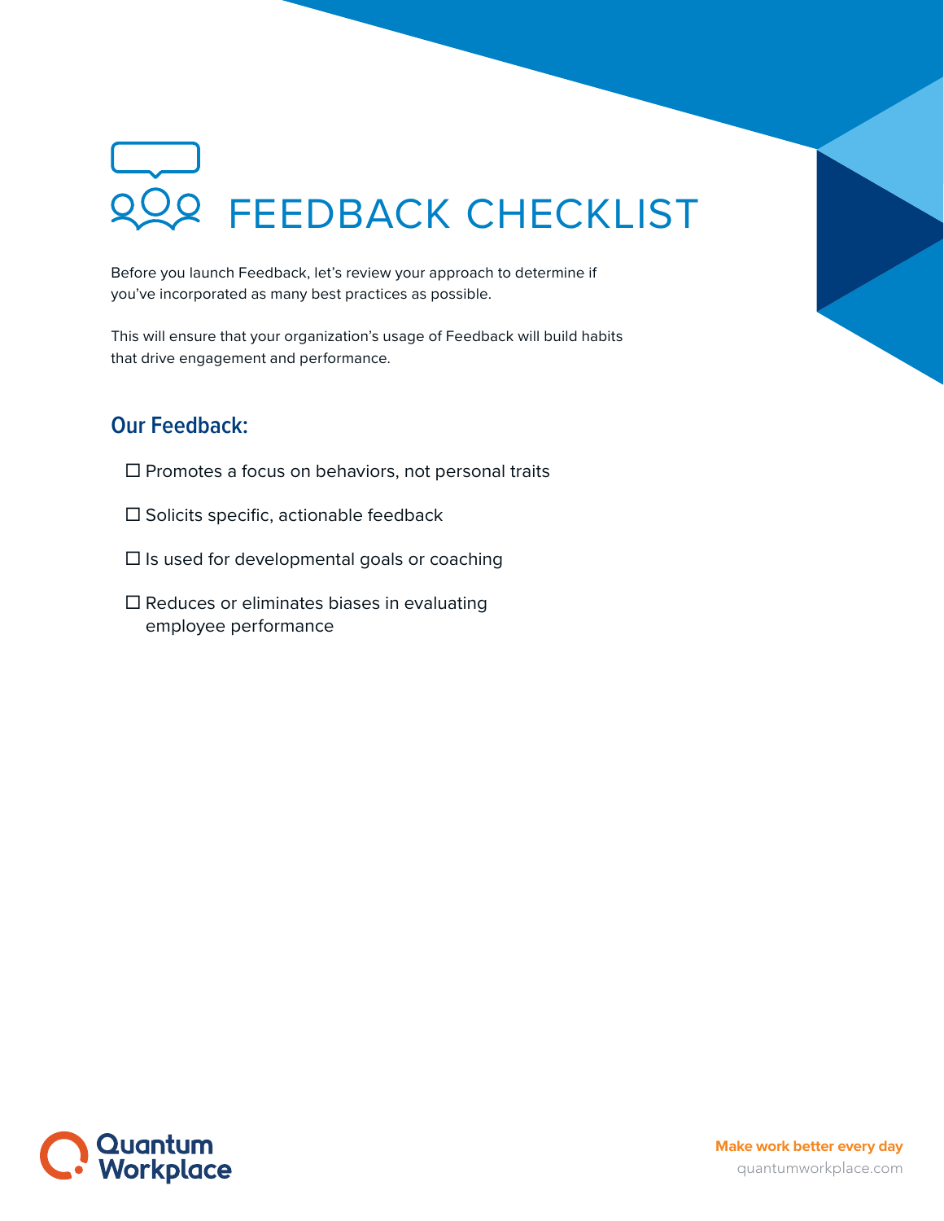# FEEDBACK CHECKLIST

Before you launch Feedback, let's review your approach to determine if you've incorporated as many best practices as possible.

This will ensure that your organization's usage of Feedback will build habits that drive engagement and performance.

## Our Feedback:

- ☐ Promotes a focus on behaviors, not personal traits
- ☐ Solicits specific, actionable feedback
- ☐ Is used for developmental goals or coaching
- ☐ Reduces or eliminates biases in evaluating employee performance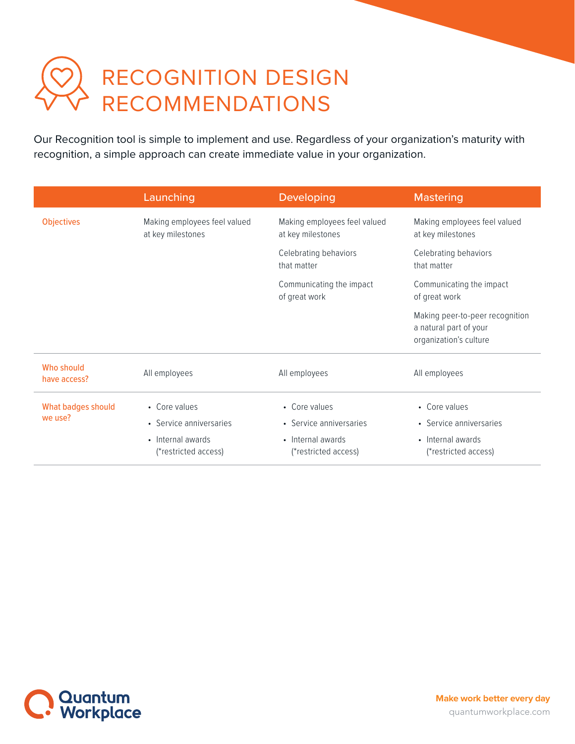# RECOGNITION DESIGN RECOMMENDATIONS

Our Recognition tool is simple to implement and use. Regardless of your organization's maturity with recognition, a simple approach can create immediate value in your organization.

| | Launching | Developing | Mastering |
|---|---|---|---|
| Objectives | Making employees feel valued at key milestones | Making employees feel valued at key milestones<br><br>Celebrating behaviors that matter<br><br>Communicating the impact of great work | Making employees feel valued at key milestones<br><br>Celebrating behaviors that matter<br><br>Communicating the impact of great work<br><br>Making peer-to-peer recognition a natural part of your organization's culture |
| Who should have access? | All employees | All employees | All employees |
| What badges should we use? | • Core values<br>• Service anniversaries<br>• Internal awards (*restricted access) | • Core values<br>• Service anniversaries<br>• Internal awards (*restricted access) | • Core values<br>• Service anniversaries<br>• Internal awards (*restricted access) |

Quantum Workplace

Make work better every day
quantumworkplace.com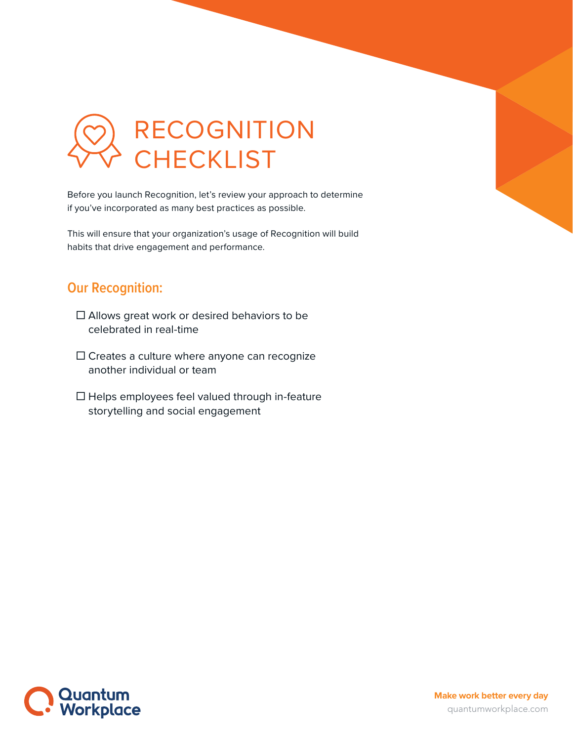# RECOGNITION CHECKLIST

Before you launch Recognition, let's review your approach to determine if you've incorporated as many best practices as possible.

This will ensure that your organization's usage of Recognition will build habits that drive engagement and performance.

## Our Recognition:

- ☐ Allows great work or desired behaviors to be celebrated in real-time
- ☐ Creates a culture where anyone can recognize another individual or team
- ☐ Helps employees feel valued through in-feature storytelling and social engagement

Quantum Workplace

**Make work better every day**

quantumworkplace.com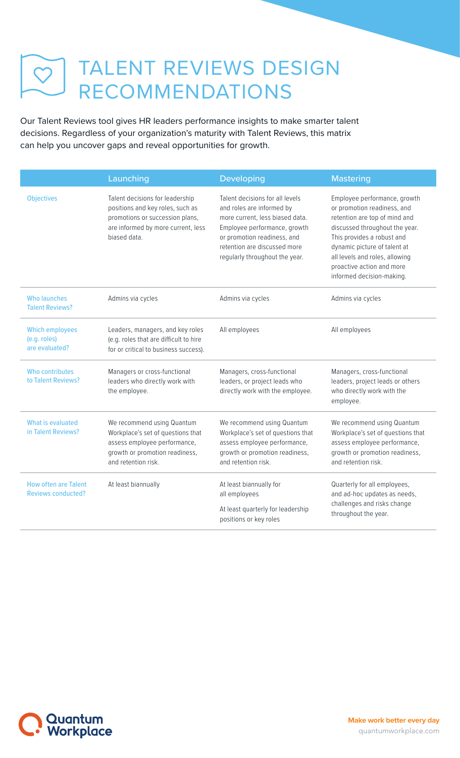# TALENT REVIEWS DESIGN RECOMMENDATIONS

Our Talent Reviews tool gives HR leaders performance insights to make smarter talent decisions. Regardless of your organization's maturity with Talent Reviews, this matrix can help you uncover gaps and reveal opportunities for growth.

| | Launching | Developing | Mastering |
|---|---|---|---|
| Objectives | Talent decisions for leadership positions and key roles, such as promotions or succession plans, are informed by more current, less biased data. | Talent decisions for all levels and roles are informed by more current, less biased data. Employee performance, growth or promotion readiness, and retention are discussed more regularly throughout the year. | Employee performance, growth or promotion readiness, and retention are top of mind and discussed throughout the year. This provides a robust and dynamic picture of talent at all levels and roles, allowing proactive action and more informed decision-making. |
| Who launches Talent Reviews? | Admins via cycles | Admins via cycles | Admins via cycles |
| Which employees (e.g. roles) are evaluated? | Leaders, managers, and key roles (e.g. roles that are difficult to hire for or critical to business success). | All employees | All employees |
| Who contributes to Talent Reviews? | Managers or cross-functional leaders who directly work with the employee. | Managers, cross-functional leaders, or project leads who directly work with the employee. | Managers, cross-functional leaders, project leads or others who directly work with the employee. |
| What is evaluated in Talent Reviews? | We recommend using Quantum Workplace's set of questions that assess employee performance, growth or promotion readiness, and retention risk. | We recommend using Quantum Workplace's set of questions that assess employee performance, growth or promotion readiness, and retention risk. | We recommend using Quantum Workplace's set of questions that assess employee performance, growth or promotion readiness, and retention risk. |
| How often are Talent Reviews conducted? | At least biannually | At least biannually for all employees<br>At least quarterly for leadership positions or key roles | Quarterly for all employees, and ad-hoc updates as needs, challenges and risks change throughout the year. |

Quantum Workplace

**Make work better every day**
quantumworkplace.com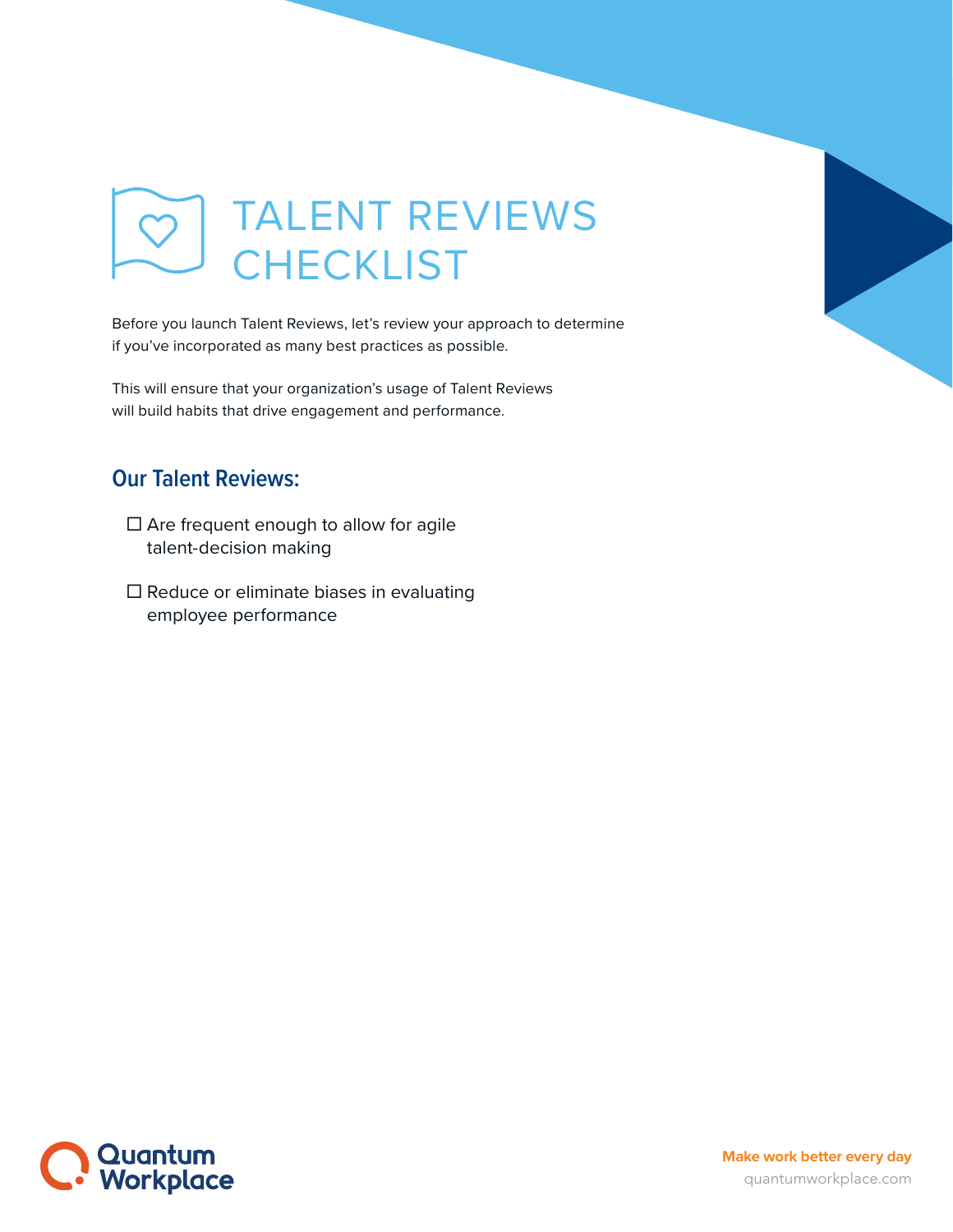# TALENT REVIEWS CHECKLIST

Before you launch Talent Reviews, let's review your approach to determine if you've incorporated as many best practices as possible.

This will ensure that your organization's usage of Talent Reviews will build habits that drive engagement and performance.

## Our Talent Reviews:

- ☐ Are frequent enough to allow for agile talent-decision making
- ☐ Reduce or eliminate biases in evaluating employee performance

Quantum Workplace

**Make work better every day**

quantumworkplace.com